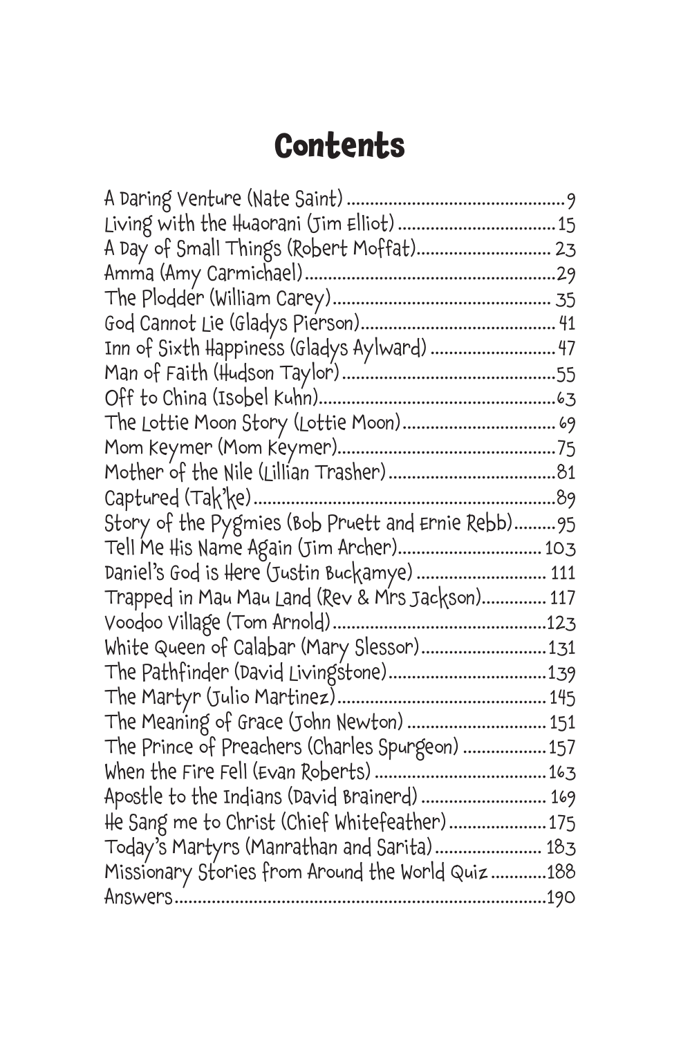# Contents

A Daring Venture (Nate Saint) .................................................9
Living with the Huaorani (Jim Elliot) ..................................15
A Day of Small Things (Robert Moffat)............................. 23
Amma (Amy Carmichael).......................................................29
The Plodder (William Carey)................................................ 35
God Cannot Lie (Gladys Pierson)......................................... 41
Inn of Sixth Happiness (Gladys Aylward) ........................... 47
Man of Faith (Hudson Taylor)..............................................55
Off to China (Isobel Kuhn)....................................................63
The Lottie Moon Story (Lottie Moon)................................. 69
Mom Keymer (Mom Keymer)...............................................75
Mother of the Nile (Lillian Trasher)....................................81
Captured (Tak'ke)..................................................................89
Story of the Pygmies (Bob Pruett and Ernie Rebb).........95
Tell Me His Name Again (Jim Archer).............................. 103
Daniel's God is Here (Justin Buckamye) ........................... 111
Trapped in Mau Mau Land (Rev & Mrs Jackson).............. 117
Voodoo Village (Tom Arnold)..............................................123
White Queen of Calabar (Mary Slessor)...........................131
The Pathfinder (David Livingstone)..................................139
The Martyr (Julio Martinez)............................................... 145
The Meaning of Grace (John Newton) .............................. 151
The Prince of Preachers (Charles Spurgeon) ..................157
When the Fire Fell (Evan Roberts) .....................................163
Apostle to the Indians (David Brainerd) ........................... 169
He Sang me to Christ (Chief Whitefeather).....................175
Today's Martyrs (Manrathan and Sarita)........................ 183
Missionary Stories from Around the World Quiz ............188
Answers.................................................................................190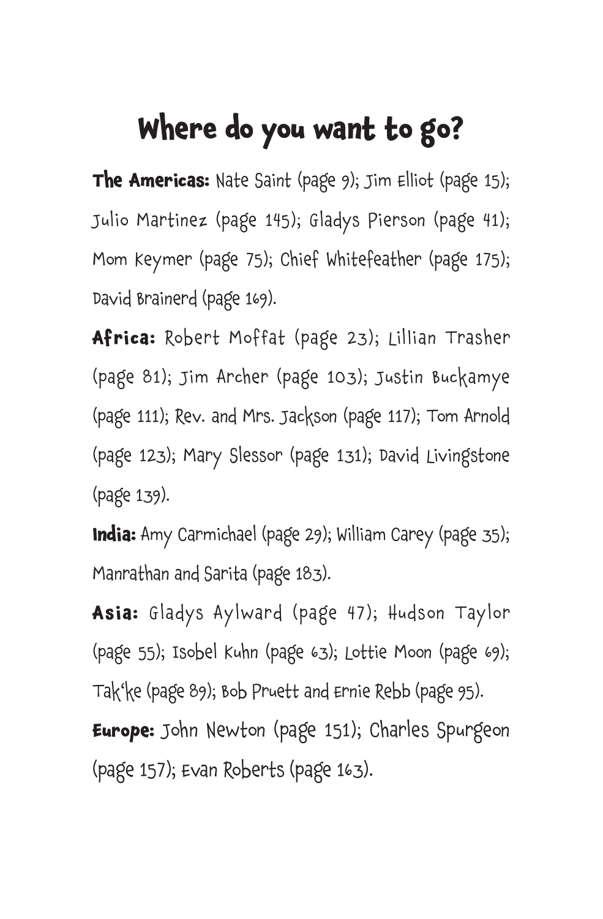# Where do you want to go?

**The Americas:** Nate Saint (page 9); Jim Elliot (page 15); Julio Martinez (page 145); Gladys Pierson (page 41); Mom Keymer (page 75); Chief Whitefeather (page 175); David Brainerd (page 169).

**Africa:** Robert Moffat (page 23); Lillian Trasher (page 81); Jim Archer (page 103); Justin Buckamye (page 111); Rev. and Mrs. Jackson (page 117); Tom Arnold (page 123); Mary Slessor (page 131); David Livingstone (page 139).

**India:** Amy Carmichael (page 29); William Carey (page 35); Manrathan and Sarita (page 183).

**Asia:** Gladys Aylward (page 47); Hudson Taylor (page 55); Isobel Kuhn (page 63); Lottie Moon (page 69); Tak'ke (page 89); Bob Pruett and Ernie Rebb (page 95).

**Europe:** John Newton (page 151); Charles Spurgeon (page 157); Evan Roberts (page 163).